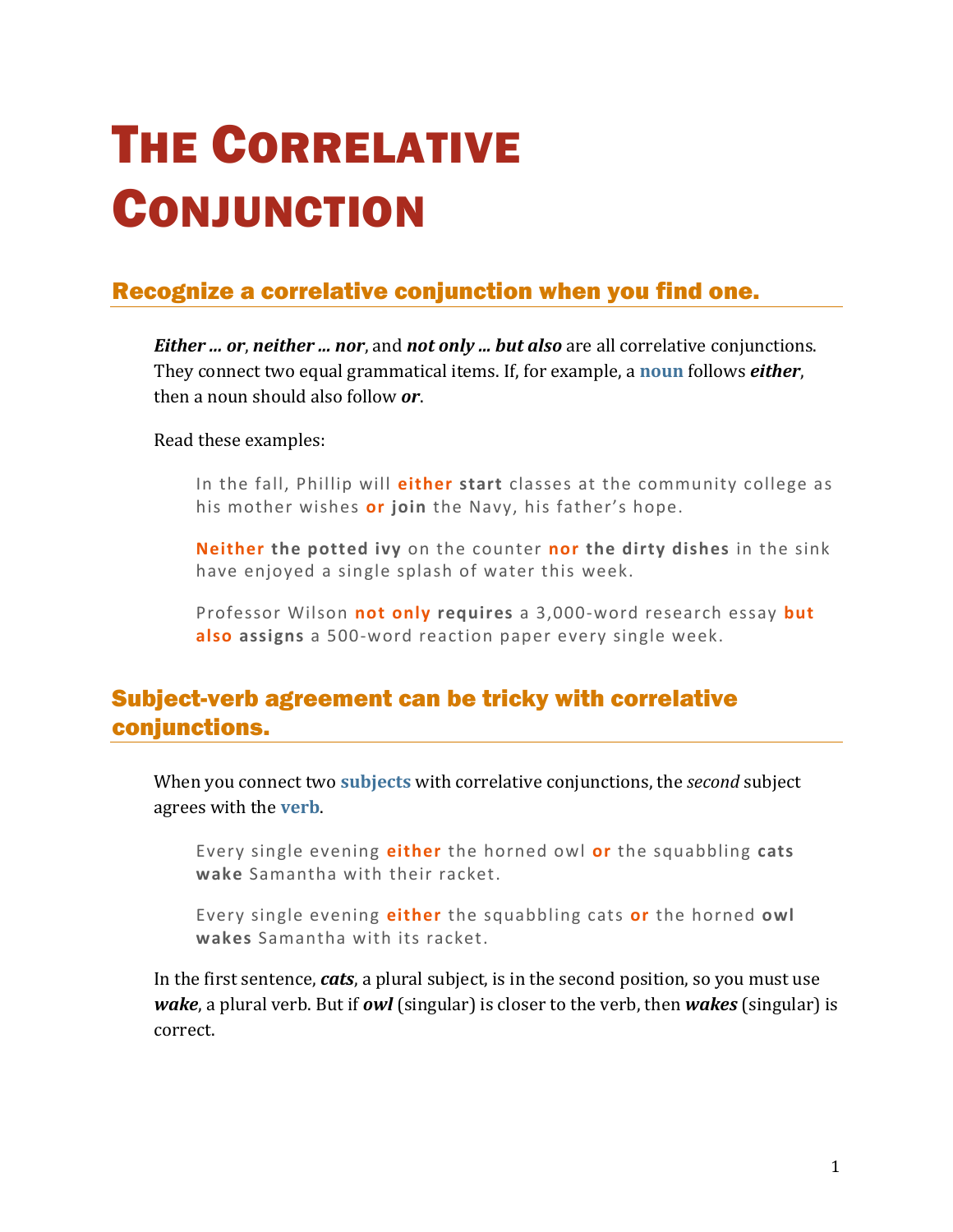# The Correlative Conjunction

## Recognize a correlative conjunction when you find one.

***Either … or***, ***neither … nor***, and ***not only … but also*** are all correlative conjunctions. They connect two equal grammatical items. If, for example, a **noun** follows ***either***, then a noun should also follow ***or***.

Read these examples:

> In the fall, Phillip will **either** **start** classes at the community college as his mother wishes **or** **join** the Navy, his father's hope.

> **Neither** **the potted ivy** on the counter **nor** **the dirty dishes** in the sink have enjoyed a single splash of water this week.

> Professor Wilson **not only** **requires** a 3,000-word research essay **but also** **assigns** a 500-word reaction paper every single week.

## Subject-verb agreement can be tricky with correlative conjunctions.

When you connect two **subjects** with correlative conjunctions, the *second* subject agrees with the **verb**.

> Every single evening **either** the horned owl **or** the squabbling **cats** **wake** Samantha with their racket.

> Every single evening **either** the squabbling cats **or** the horned **owl** **wakes** Samantha with its racket.

In the first sentence, ***cats***, a plural subject, is in the second position, so you must use ***wake***, a plural verb. But if ***owl*** (singular) is closer to the verb, then ***wakes*** (singular) is correct.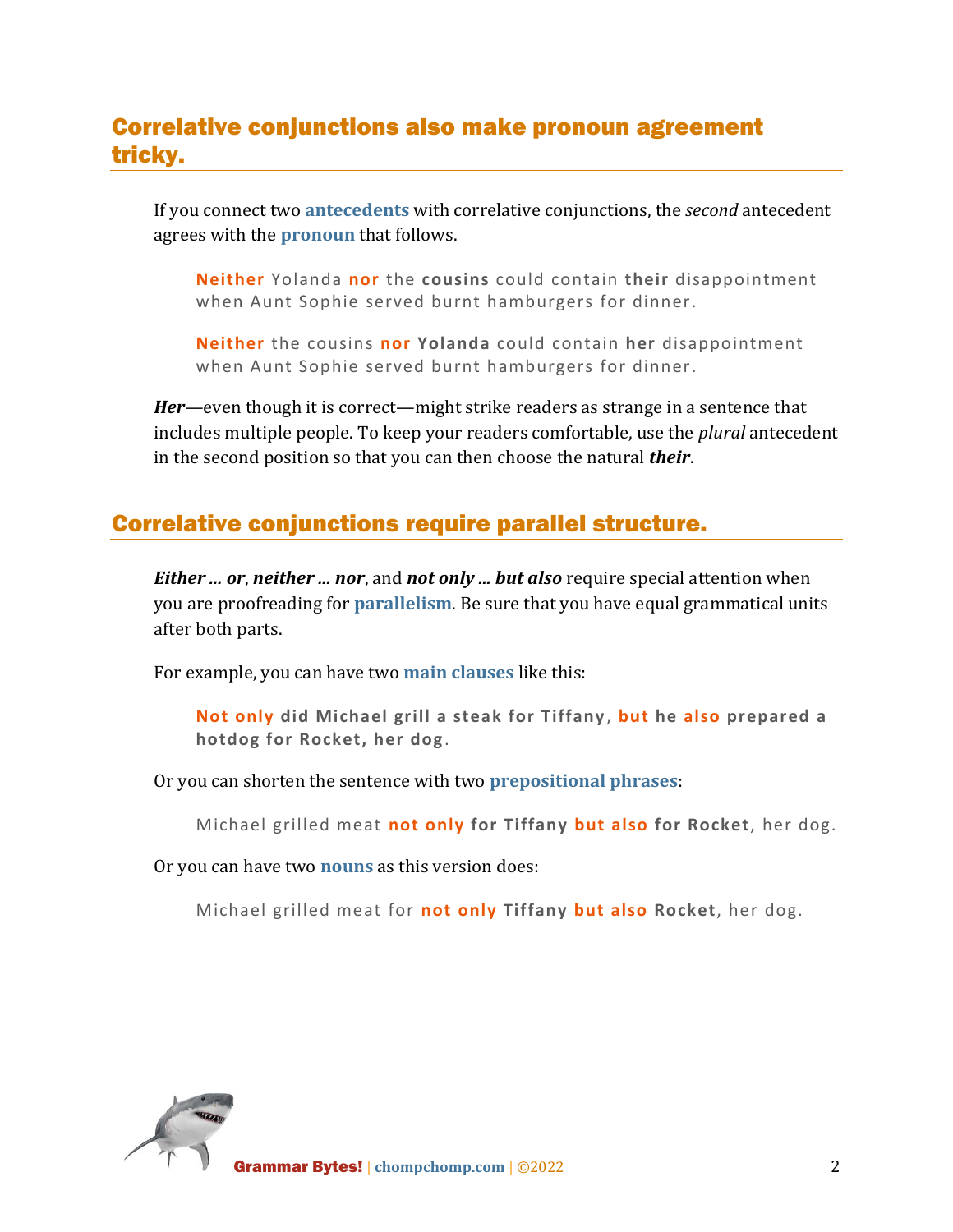## Correlative conjunctions also make pronoun agreement tricky.

If you connect two **antecedents** with correlative conjunctions, the *second* antecedent agrees with the **pronoun** that follows.

> **Neither** Yolanda **nor** the **cousins** could contain **their** disappointment when Aunt Sophie served burnt hamburgers for dinner.

> **Neither** the cousins **nor** **Yolanda** could contain **her** disappointment when Aunt Sophie served burnt hamburgers for dinner.

***Her***—even though it is correct—might strike readers as strange in a sentence that includes multiple people. To keep your readers comfortable, use the *plural* antecedent in the second position so that you can then choose the natural ***their***.

## Correlative conjunctions require parallel structure.

***Either … or***, ***neither … nor***, and ***not only … but also*** require special attention when you are proofreading for **parallelism**. Be sure that you have equal grammatical units after both parts.

For example, you can have two **main clauses** like this:

> **Not only did Michael grill a steak for Tiffany**, **but he also prepared a hotdog for Rocket, her dog**.

Or you can shorten the sentence with two **prepositional phrases**:

> Michael grilled meat **not only for Tiffany but also for Rocket**, her dog.

Or you can have two **nouns** as this version does:

> Michael grilled meat for **not only Tiffany but also Rocket**, her dog.